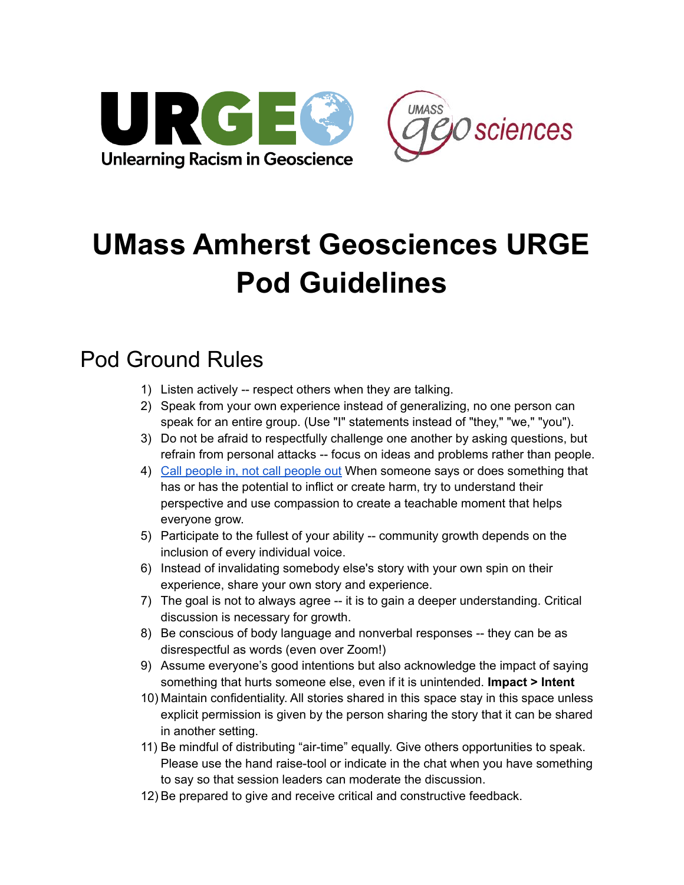# UMass Amherst Geosciences URGE Pod Guidelines

## Pod Ground Rules

1) Listen actively -- respect others when they are talking.
2) Speak from your own experience instead of generalizing, no one person can speak for an entire group. (Use "I" statements instead of "they," "we," "you").
3) Do not be afraid to respectfully challenge one another by asking questions, but refrain from personal attacks -- focus on ideas and problems rather than people.
4) Call people in, not call people out When someone says or does something that has or has the potential to inflict or create harm, try to understand their perspective and use compassion to create a teachable moment that helps everyone grow.
5) Participate to the fullest of your ability -- community growth depends on the inclusion of every individual voice.
6) Instead of invalidating somebody else's story with your own spin on their experience, share your own story and experience.
7) The goal is not to always agree -- it is to gain a deeper understanding. Critical discussion is necessary for growth.
8) Be conscious of body language and nonverbal responses -- they can be as disrespectful as words (even over Zoom!)
9) Assume everyone's good intentions but also acknowledge the impact of saying something that hurts someone else, even if it is unintended. **Impact > Intent**
10) Maintain confidentiality. All stories shared in this space stay in this space unless explicit permission is given by the person sharing the story that it can be shared in another setting.
11) Be mindful of distributing "air-time" equally. Give others opportunities to speak. Please use the hand raise-tool or indicate in the chat when you have something to say so that session leaders can moderate the discussion.
12) Be prepared to give and receive critical and constructive feedback.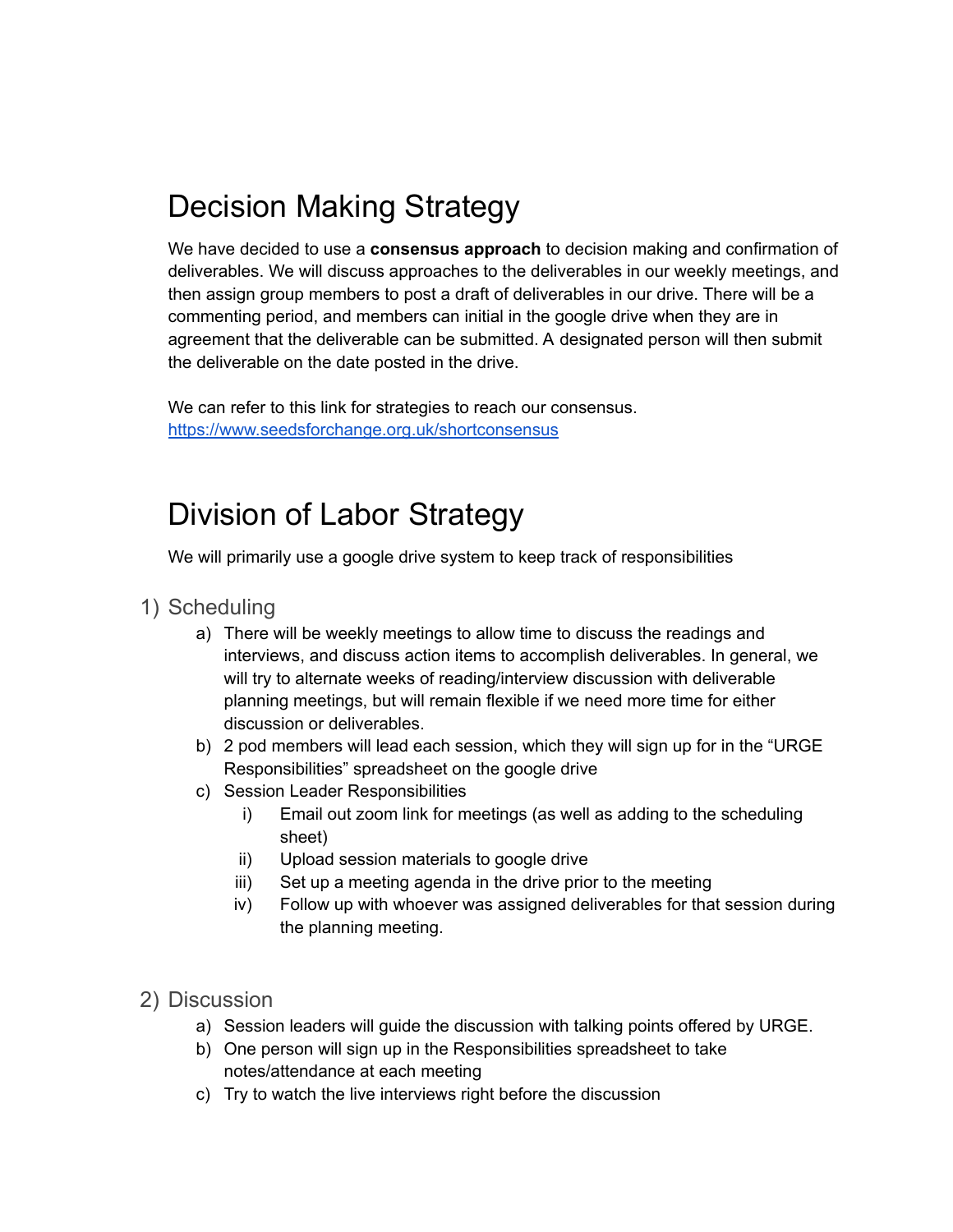# Decision Making Strategy

We have decided to use a **consensus approach** to decision making and confirmation of deliverables. We will discuss approaches to the deliverables in our weekly meetings, and then assign group members to post a draft of deliverables in our drive. There will be a commenting period, and members can initial in the google drive when they are in agreement that the deliverable can be submitted. A designated person will then submit the deliverable on the date posted in the drive.

We can refer to this link for strategies to reach our consensus.
[https://www.seedsforchange.org.uk/shortconsensus](https://www.seedsforchange.org.uk/shortconsensus)

# Division of Labor Strategy

We will primarily use a google drive system to keep track of responsibilities

1) Scheduling
    a) There will be weekly meetings to allow time to discuss the readings and interviews, and discuss action items to accomplish deliverables. In general, we will try to alternate weeks of reading/interview discussion with deliverable planning meetings, but will remain flexible if we need more time for either discussion or deliverables.
    b) 2 pod members will lead each session, which they will sign up for in the "URGE Responsibilities" spreadsheet on the google drive
    c) Session Leader Responsibilities
        i) Email out zoom link for meetings (as well as adding to the scheduling sheet)
        ii) Upload session materials to google drive
        iii) Set up a meeting agenda in the drive prior to the meeting
        iv) Follow up with whoever was assigned deliverables for that session during the planning meeting.

2) Discussion
    a) Session leaders will guide the discussion with talking points offered by URGE.
    b) One person will sign up in the Responsibilities spreadsheet to take notes/attendance at each meeting
    c) Try to watch the live interviews right before the discussion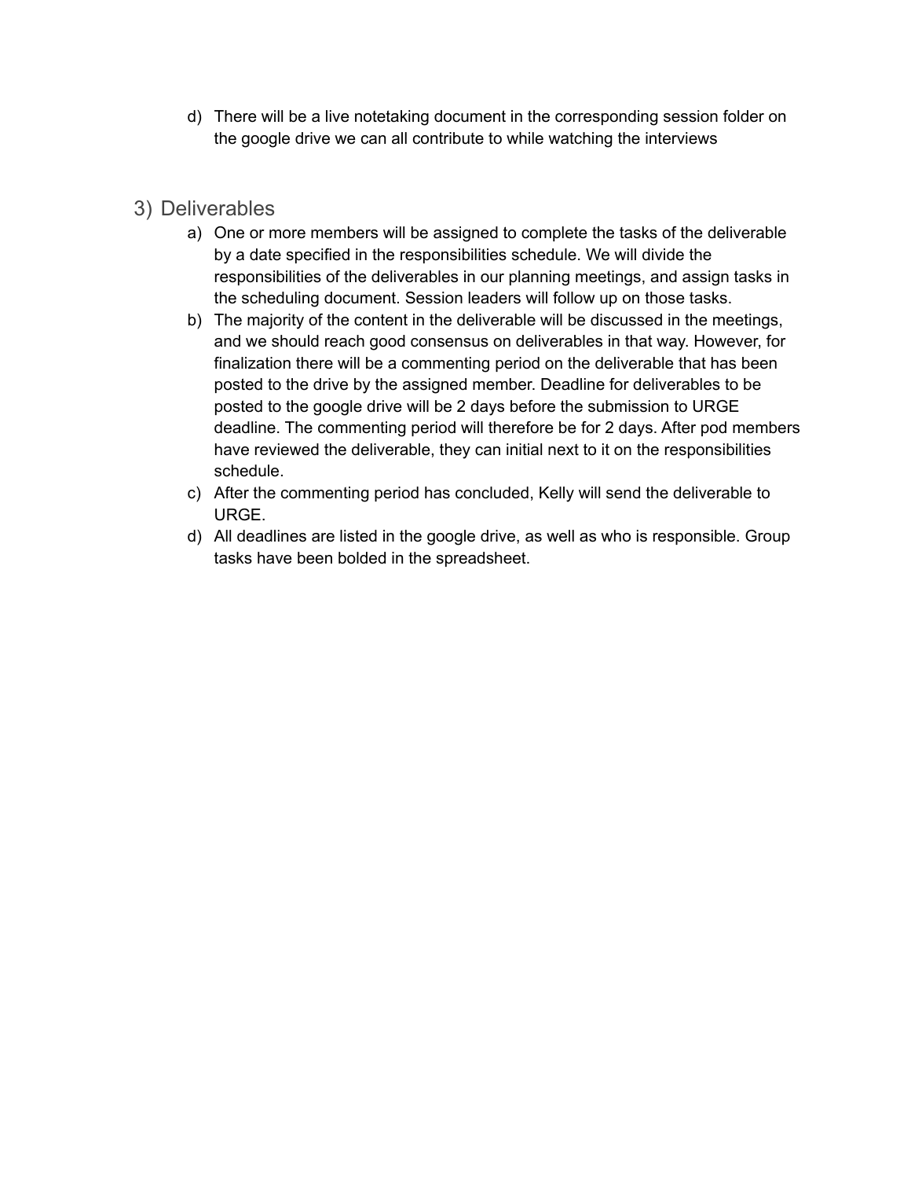d) There will be a live notetaking document in the corresponding session folder on the google drive we can all contribute to while watching the interviews

## 3) Deliverables

a) One or more members will be assigned to complete the tasks of the deliverable by a date specified in the responsibilities schedule. We will divide the responsibilities of the deliverables in our planning meetings, and assign tasks in the scheduling document. Session leaders will follow up on those tasks.

b) The majority of the content in the deliverable will be discussed in the meetings, and we should reach good consensus on deliverables in that way. However, for finalization there will be a commenting period on the deliverable that has been posted to the drive by the assigned member. Deadline for deliverables to be posted to the google drive will be 2 days before the submission to URGE deadline. The commenting period will therefore be for 2 days. After pod members have reviewed the deliverable, they can initial next to it on the responsibilities schedule.

c) After the commenting period has concluded, Kelly will send the deliverable to URGE.

d) All deadlines are listed in the google drive, as well as who is responsible. Group tasks have been bolded in the spreadsheet.